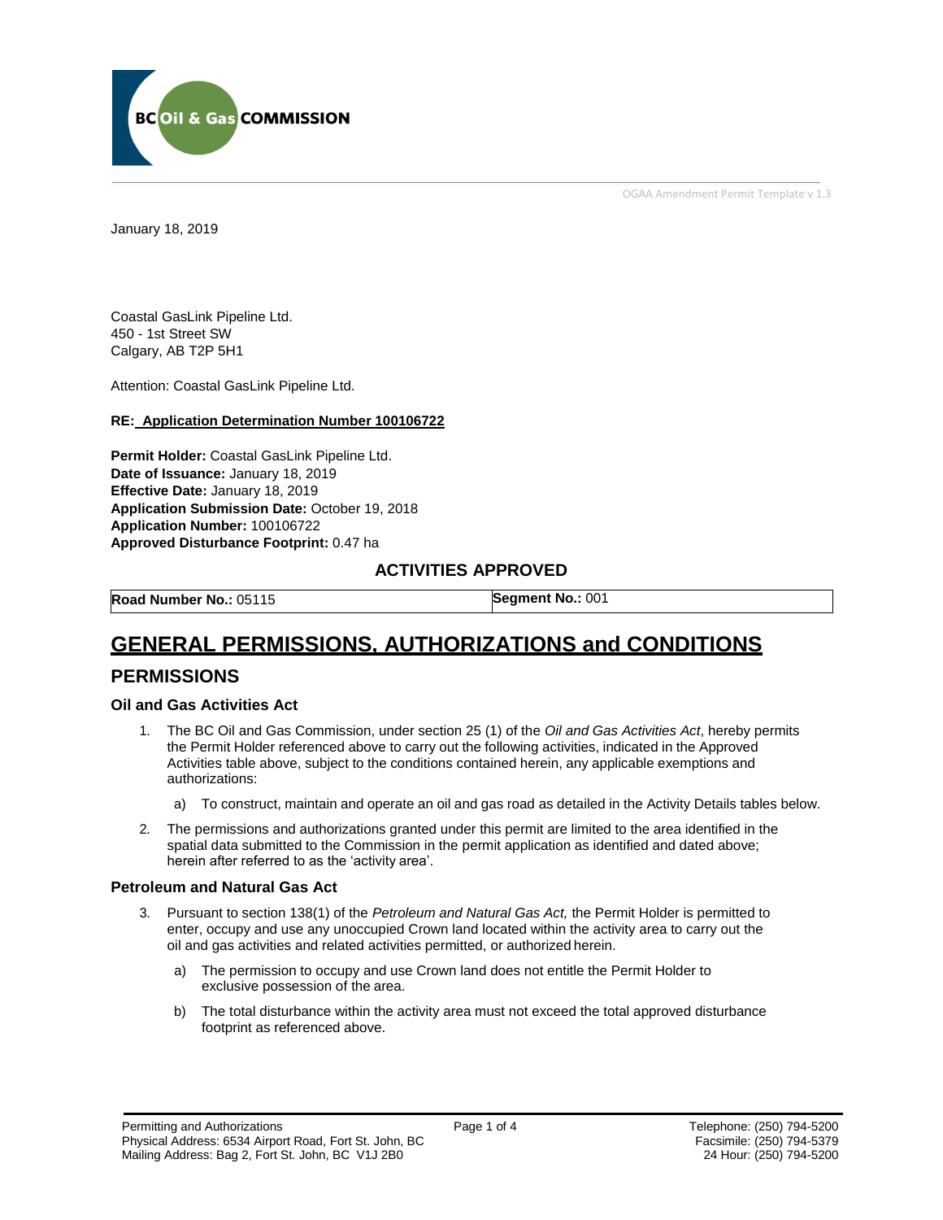BC Oil & Gas COMMISSION

OGAA Amendment Permit Template v 1.3

January 18, 2019

Coastal GasLink Pipeline Ltd.
450 - 1st Street SW
Calgary, AB T2P 5H1

Attention: Coastal GasLink Pipeline Ltd.

**RE: Application Determination Number 100106722**

**Permit Holder:** Coastal GasLink Pipeline Ltd.
**Date of Issuance:** January 18, 2019
**Effective Date:** January 18, 2019
**Application Submission Date:** October 19, 2018
**Application Number:** 100106722
**Approved Disturbance Footprint:** 0.47 ha

### ACTIVITIES APPROVED

| **Road Number No.:** 05115 | **Segment No.:** 001 |
|---|---|

# GENERAL PERMISSIONS, AUTHORIZATIONS and CONDITIONS

## PERMISSIONS

### Oil and Gas Activities Act

1. The BC Oil and Gas Commission, under section 25 (1) of the *Oil and Gas Activities Act*, hereby permits the Permit Holder referenced above to carry out the following activities, indicated in the Approved Activities table above, subject to the conditions contained herein, any applicable exemptions and authorizations:
   a) To construct, maintain and operate an oil and gas road as detailed in the Activity Details tables below.
2. The permissions and authorizations granted under this permit are limited to the area identified in the spatial data submitted to the Commission in the permit application as identified and dated above; herein after referred to as the 'activity area'.

### Petroleum and Natural Gas Act

3. Pursuant to section 138(1) of the *Petroleum and Natural Gas Act,* the Permit Holder is permitted to enter, occupy and use any unoccupied Crown land located within the activity area to carry out the oil and gas activities and related activities permitted, or authorized herein.
   a) The permission to occupy and use Crown land does not entitle the Permit Holder to exclusive possession of the area.
   b) The total disturbance within the activity area must not exceed the total approved disturbance footprint as referenced above.

Permitting and Authorizations
Physical Address: 6534 Airport Road, Fort St. John, BC
Mailing Address: Bag 2, Fort St. John, BC V1J 2B0

Telephone: (250) 794-5200
Facsimile: (250) 794-5379
24 Hour: (250) 794-5200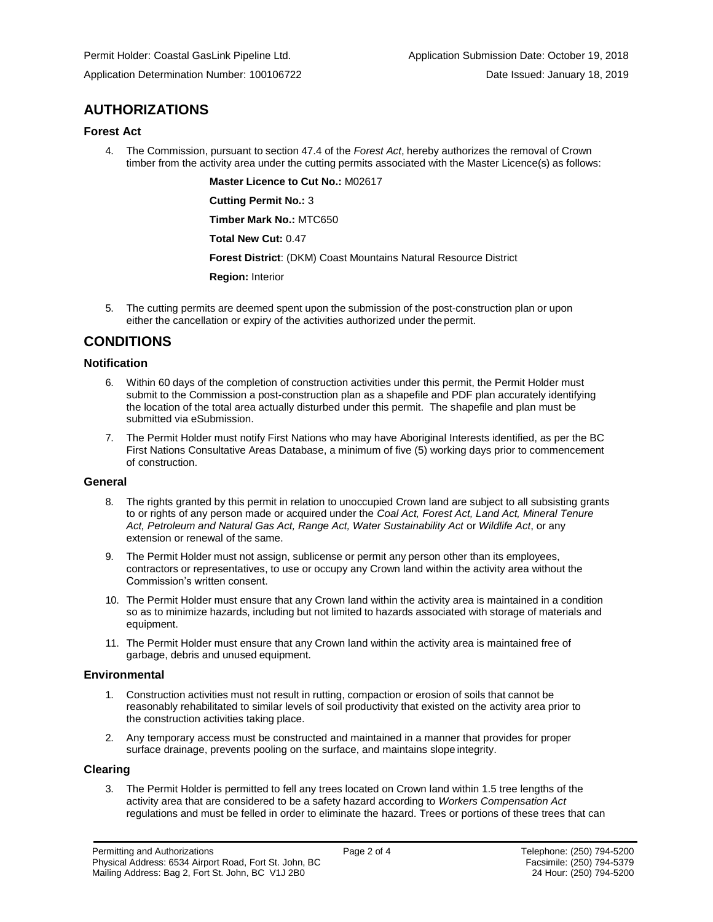Permit Holder: Coastal GasLink Pipeline Ltd.
Application Determination Number: 100106722

Application Submission Date: October 19, 2018
Date Issued: January 18, 2019

## AUTHORIZATIONS

### Forest Act

4. The Commission, pursuant to section 47.4 of the *Forest Act*, hereby authorizes the removal of Crown timber from the activity area under the cutting permits associated with the Master Licence(s) as follows:

    **Master Licence to Cut No.:** M02617

    **Cutting Permit No.:** 3

    **Timber Mark No.:** MTC650

    **Total New Cut:** 0.47

    **Forest District**: (DKM) Coast Mountains Natural Resource District

    **Region:** Interior

5. The cutting permits are deemed spent upon the submission of the post-construction plan or upon either the cancellation or expiry of the activities authorized under the permit.

## CONDITIONS

### Notification

6. Within 60 days of the completion of construction activities under this permit, the Permit Holder must submit to the Commission a post-construction plan as a shapefile and PDF plan accurately identifying the location of the total area actually disturbed under this permit. The shapefile and plan must be submitted via eSubmission.

7. The Permit Holder must notify First Nations who may have Aboriginal Interests identified, as per the BC First Nations Consultative Areas Database, a minimum of five (5) working days prior to commencement of construction.

### General

8. The rights granted by this permit in relation to unoccupied Crown land are subject to all subsisting grants to or rights of any person made or acquired under the *Coal Act, Forest Act, Land Act, Mineral Tenure Act, Petroleum and Natural Gas Act, Range Act, Water Sustainability Act* or *Wildlife Act*, or any extension or renewal of the same.

9. The Permit Holder must not assign, sublicense or permit any person other than its employees, contractors or representatives, to use or occupy any Crown land within the activity area without the Commission's written consent.

10. The Permit Holder must ensure that any Crown land within the activity area is maintained in a condition so as to minimize hazards, including but not limited to hazards associated with storage of materials and equipment.

11. The Permit Holder must ensure that any Crown land within the activity area is maintained free of garbage, debris and unused equipment.

### Environmental

1. Construction activities must not result in rutting, compaction or erosion of soils that cannot be reasonably rehabilitated to similar levels of soil productivity that existed on the activity area prior to the construction activities taking place.

2. Any temporary access must be constructed and maintained in a manner that provides for proper surface drainage, prevents pooling on the surface, and maintains slope integrity.

### Clearing

3. The Permit Holder is permitted to fell any trees located on Crown land within 1.5 tree lengths of the activity area that are considered to be a safety hazard according to *Workers Compensation Act* regulations and must be felled in order to eliminate the hazard. Trees or portions of these trees that can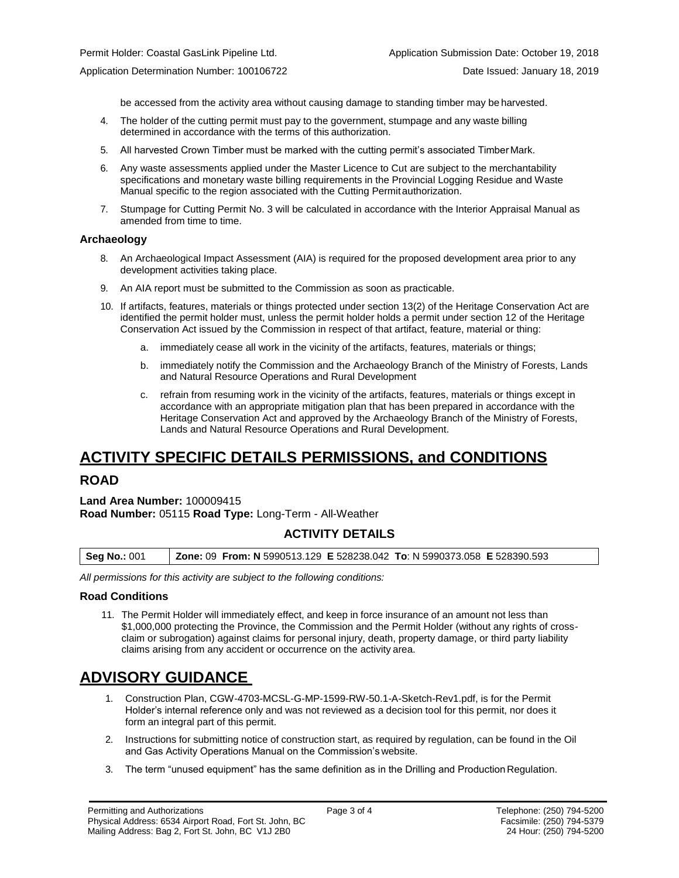be accessed from the activity area without causing damage to standing timber may be harvested.

4. The holder of the cutting permit must pay to the government, stumpage and any waste billing determined in accordance with the terms of this authorization.
5. All harvested Crown Timber must be marked with the cutting permit's associated Timber Mark.
6. Any waste assessments applied under the Master Licence to Cut are subject to the merchantability specifications and monetary waste billing requirements in the Provincial Logging Residue and Waste Manual specific to the region associated with the Cutting Permit authorization.
7. Stumpage for Cutting Permit No. 3 will be calculated in accordance with the Interior Appraisal Manual as amended from time to time.

### Archaeology

8. An Archaeological Impact Assessment (AIA) is required for the proposed development area prior to any development activities taking place.
9. An AIA report must be submitted to the Commission as soon as practicable.
10. If artifacts, features, materials or things protected under section 13(2) of the Heritage Conservation Act are identified the permit holder must, unless the permit holder holds a permit under section 12 of the Heritage Conservation Act issued by the Commission in respect of that artifact, feature, material or thing:
    a. immediately cease all work in the vicinity of the artifacts, features, materials or things;
    b. immediately notify the Commission and the Archaeology Branch of the Ministry of Forests, Lands and Natural Resource Operations and Rural Development
    c. refrain from resuming work in the vicinity of the artifacts, features, materials or things except in accordance with an appropriate mitigation plan that has been prepared in accordance with the Heritage Conservation Act and approved by the Archaeology Branch of the Ministry of Forests, Lands and Natural Resource Operations and Rural Development.

# ACTIVITY SPECIFIC DETAILS PERMISSIONS, and CONDITIONS

## ROAD

**Land Area Number:** 100009415
**Road Number:** 05115 **Road Type:** Long-Term - All-Weather

### ACTIVITY DETAILS

| **Seg No.:** 001 | **Zone:** 09 **From: N** 5990513.129 **E** 528238.042 **To**: N 5990373.058 **E** 528390.593 |
|---|---|

*All permissions for this activity are subject to the following conditions:*

### Road Conditions

11. The Permit Holder will immediately effect, and keep in force insurance of an amount not less than $1,000,000 protecting the Province, the Commission and the Permit Holder (without any rights of cross-claim or subrogation) against claims for personal injury, death, property damage, or third party liability claims arising from any accident or occurrence on the activity area.

# ADVISORY GUIDANCE

1. Construction Plan, CGW-4703-MCSL-G-MP-1599-RW-50.1-A-Sketch-Rev1.pdf, is for the Permit Holder's internal reference only and was not reviewed as a decision tool for this permit, nor does it form an integral part of this permit.
2. Instructions for submitting notice of construction start, as required by regulation, can be found in the Oil and Gas Activity Operations Manual on the Commission's website.
3. The term "unused equipment" has the same definition as in the Drilling and Production Regulation.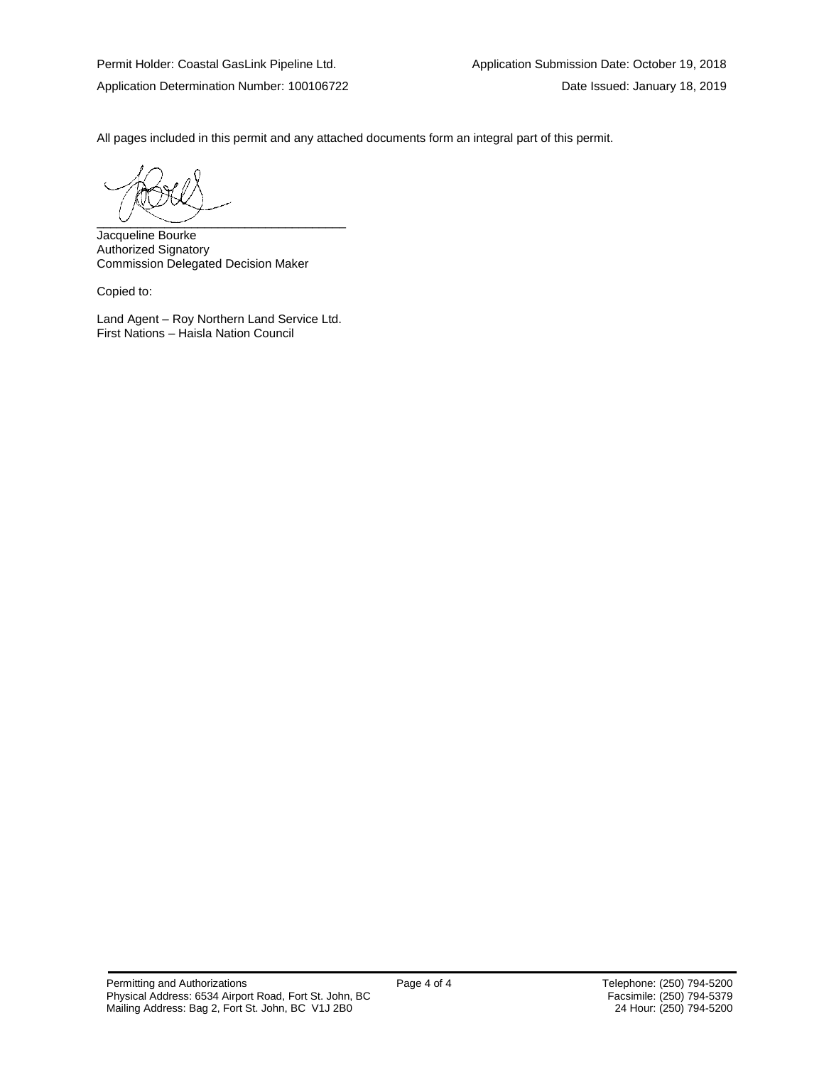Permit Holder: Coastal GasLink Pipeline Ltd. Application Submission Date: October 19, 2018

Application Determination Number: 100106722 Date Issued: January 18, 2019

All pages included in this permit and any attached documents form an integral part of this permit.

\_\_\_\_\_\_\_\_\_\_\_\_\_\_\_\_\_\_\_\_\_\_\_\_\_\_\_\_\_\_\_\_\_\_\_\_

Jacqueline Bourke
Authorized Signatory
Commission Delegated Decision Maker

Copied to:

Land Agent – Roy Northern Land Service Ltd.
First Nations – Haisla Nation Council